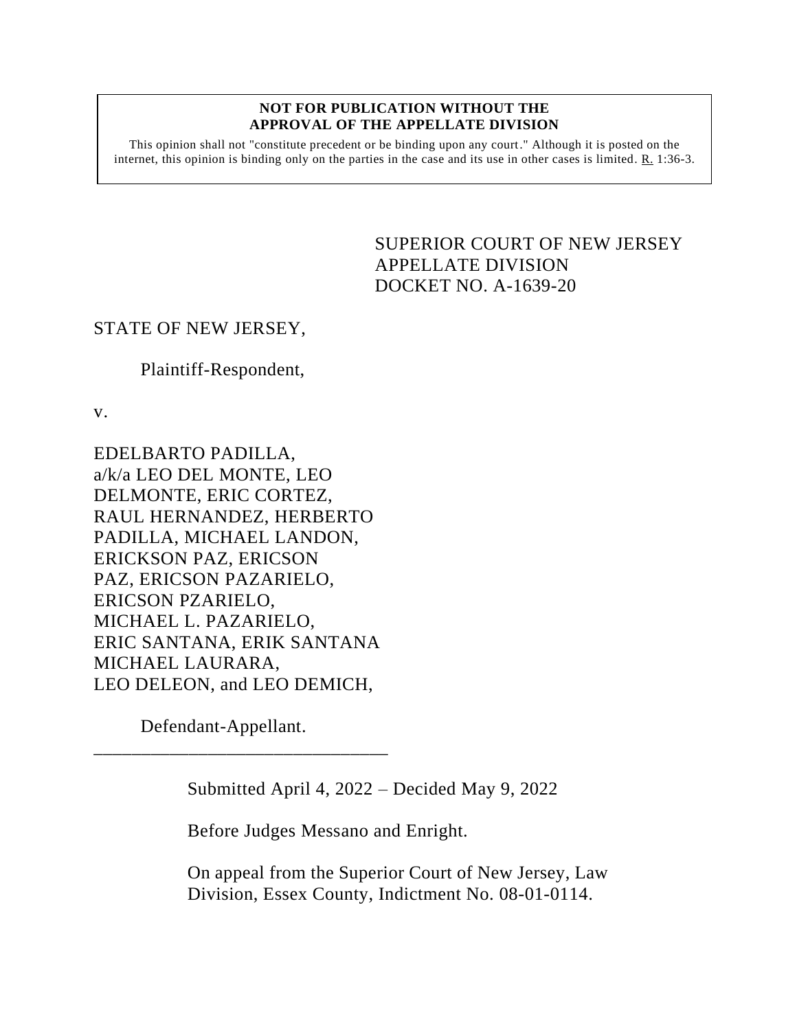**NOT FOR PUBLICATION WITHOUT THE APPROVAL OF THE APPELLATE DIVISION**

This opinion shall not "constitute precedent or be binding upon any court." Although it is posted on the internet, this opinion is binding only on the parties in the case and its use in other cases is limited. R. 1:36-3.

SUPERIOR COURT OF NEW JERSEY
APPELLATE DIVISION
DOCKET NO. A-1639-20

STATE OF NEW JERSEY,

Plaintiff-Respondent,

v.

EDELBARTO PADILLA, a/k/a LEO DEL MONTE, LEO DELMONTE, ERIC CORTEZ, RAUL HERNANDEZ, HERBERTO PADILLA, MICHAEL LANDON, ERICKSON PAZ, ERICSON PAZ, ERICSON PAZARIELO, ERICSON PZARIELO, MICHAEL L. PAZARIELO, ERIC SANTANA, ERIK SANTANA MICHAEL LAURARA, LEO DELEON, and LEO DEMICH,

Defendant-Appellant.

\_\_\_\_\_\_\_\_\_\_\_\_\_\_\_\_\_\_\_\_\_\_\_\_\_\_\_\_\_\_\_\_

Submitted April 4, 2022 – Decided May 9, 2022

Before Judges Messano and Enright.

On appeal from the Superior Court of New Jersey, Law Division, Essex County, Indictment No. 08-01-0114.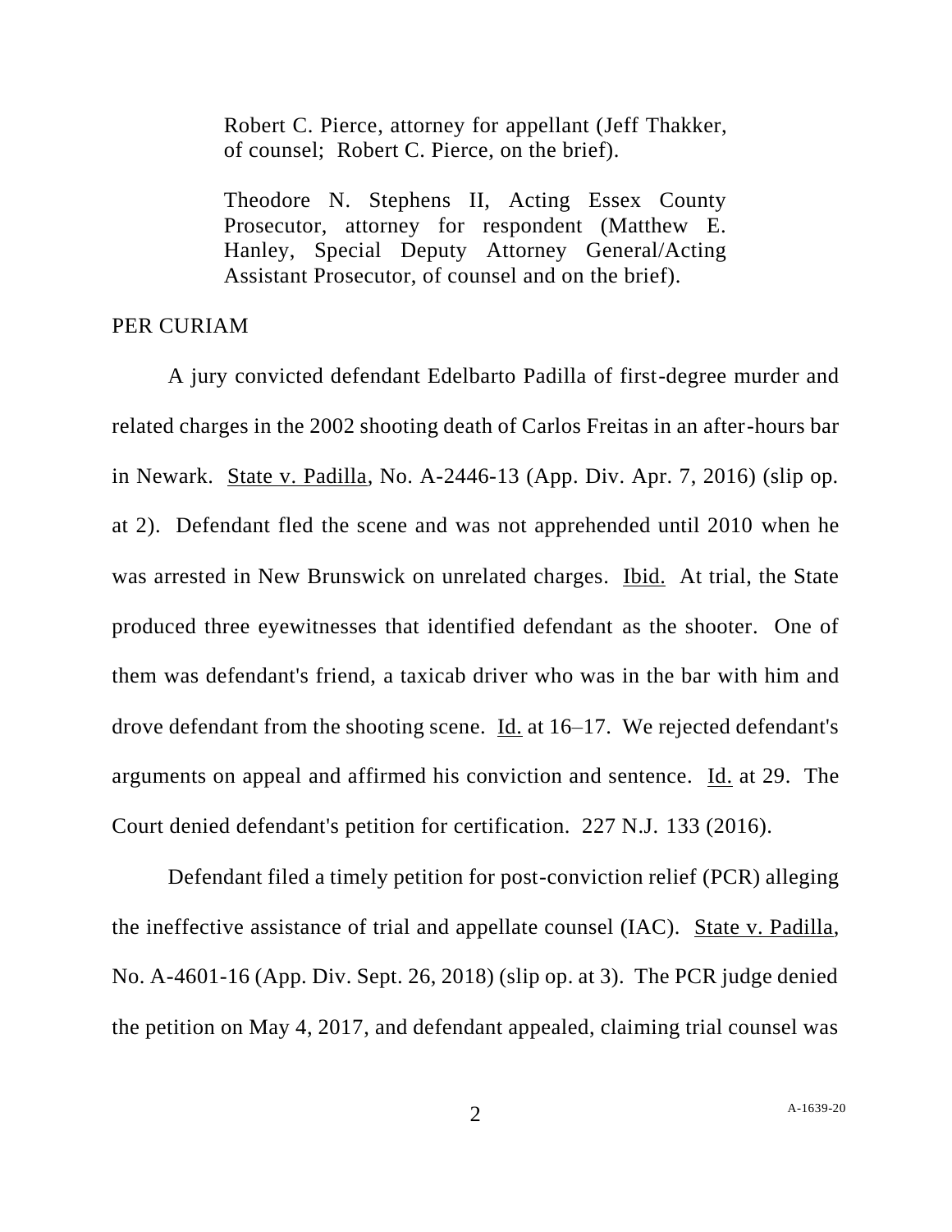Robert C. Pierce, attorney for appellant (Jeff Thakker, of counsel; Robert C. Pierce, on the brief).

Theodore N. Stephens II, Acting Essex County Prosecutor, attorney for respondent (Matthew E. Hanley, Special Deputy Attorney General/Acting Assistant Prosecutor, of counsel and on the brief).

PER CURIAM

A jury convicted defendant Edelbarto Padilla of first-degree murder and related charges in the 2002 shooting death of Carlos Freitas in an after-hours bar in Newark. State v. Padilla, No. A-2446-13 (App. Div. Apr. 7, 2016) (slip op. at 2). Defendant fled the scene and was not apprehended until 2010 when he was arrested in New Brunswick on unrelated charges. Ibid. At trial, the State produced three eyewitnesses that identified defendant as the shooter. One of them was defendant's friend, a taxicab driver who was in the bar with him and drove defendant from the shooting scene. Id. at 16–17. We rejected defendant's arguments on appeal and affirmed his conviction and sentence. Id. at 29. The Court denied defendant's petition for certification. 227 N.J. 133 (2016).

Defendant filed a timely petition for post-conviction relief (PCR) alleging the ineffective assistance of trial and appellate counsel (IAC). State v. Padilla, No. A-4601-16 (App. Div. Sept. 26, 2018) (slip op. at 3). The PCR judge denied the petition on May 4, 2017, and defendant appealed, claiming trial counsel was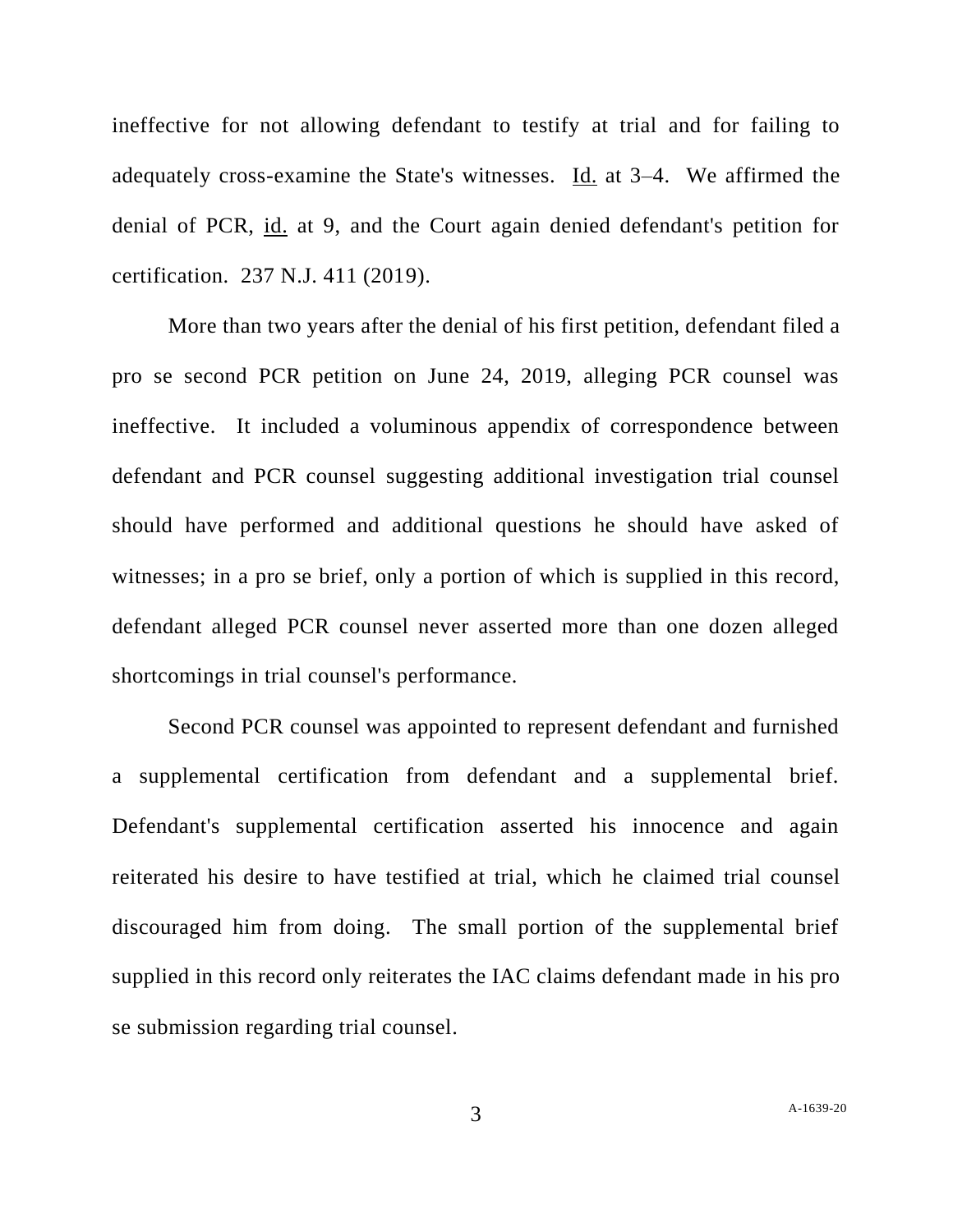ineffective for not allowing defendant to testify at trial and for failing to adequately cross-examine the State's witnesses. Id. at 3–4. We affirmed the denial of PCR, id. at 9, and the Court again denied defendant's petition for certification. 237 N.J. 411 (2019).

More than two years after the denial of his first petition, defendant filed a pro se second PCR petition on June 24, 2019, alleging PCR counsel was ineffective. It included a voluminous appendix of correspondence between defendant and PCR counsel suggesting additional investigation trial counsel should have performed and additional questions he should have asked of witnesses; in a pro se brief, only a portion of which is supplied in this record, defendant alleged PCR counsel never asserted more than one dozen alleged shortcomings in trial counsel's performance.

Second PCR counsel was appointed to represent defendant and furnished a supplemental certification from defendant and a supplemental brief. Defendant's supplemental certification asserted his innocence and again reiterated his desire to have testified at trial, which he claimed trial counsel discouraged him from doing. The small portion of the supplemental brief supplied in this record only reiterates the IAC claims defendant made in his pro se submission regarding trial counsel.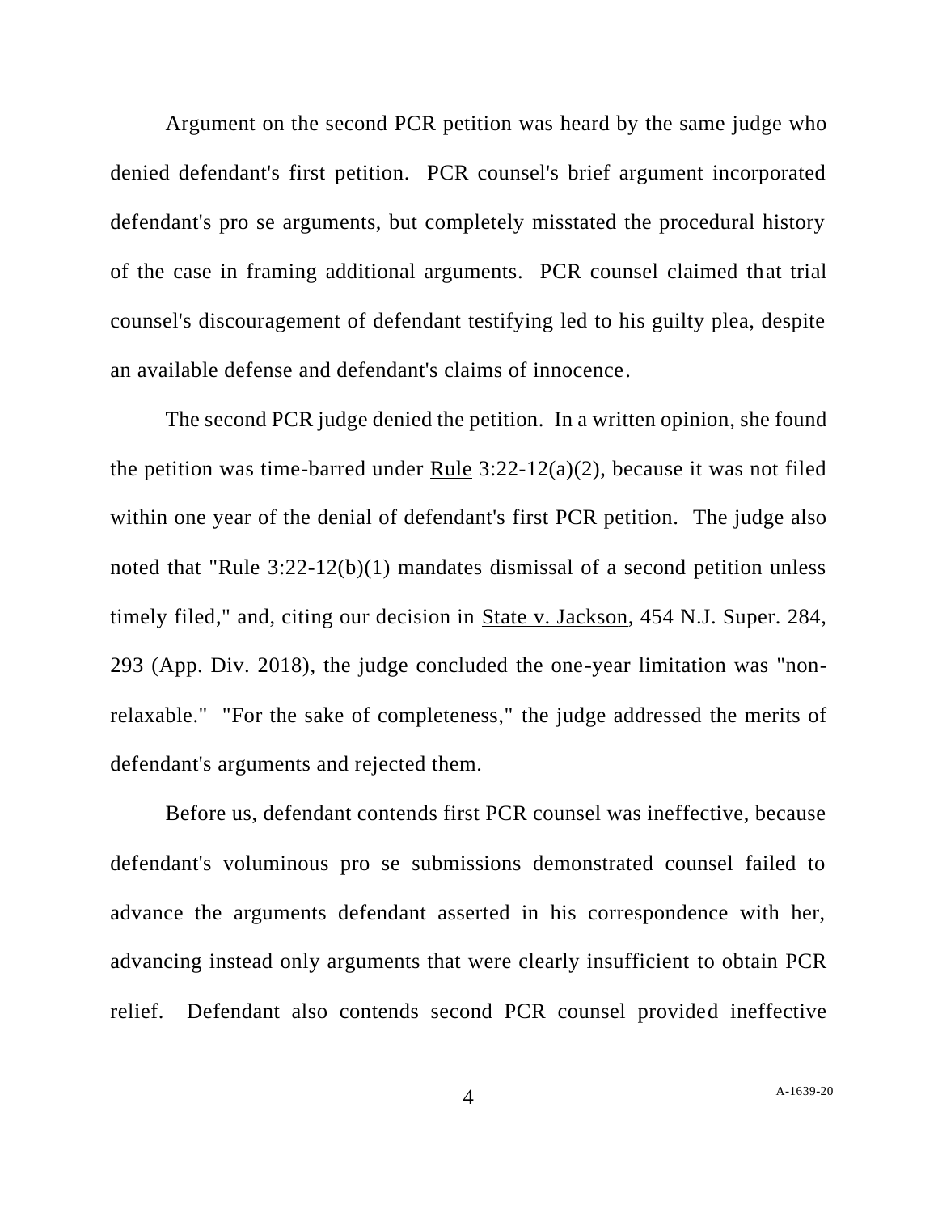Argument on the second PCR petition was heard by the same judge who denied defendant's first petition. PCR counsel's brief argument incorporated defendant's pro se arguments, but completely misstated the procedural history of the case in framing additional arguments. PCR counsel claimed that trial counsel's discouragement of defendant testifying led to his guilty plea, despite an available defense and defendant's claims of innocence.

The second PCR judge denied the petition. In a written opinion, she found the petition was time-barred under Rule 3:22-12(a)(2), because it was not filed within one year of the denial of defendant's first PCR petition. The judge also noted that "Rule 3:22-12(b)(1) mandates dismissal of a second petition unless timely filed," and, citing our decision in State v. Jackson, 454 N.J. Super. 284, 293 (App. Div. 2018), the judge concluded the one-year limitation was "non-relaxable." "For the sake of completeness," the judge addressed the merits of defendant's arguments and rejected them.

Before us, defendant contends first PCR counsel was ineffective, because defendant's voluminous pro se submissions demonstrated counsel failed to advance the arguments defendant asserted in his correspondence with her, advancing instead only arguments that were clearly insufficient to obtain PCR relief. Defendant also contends second PCR counsel provided ineffective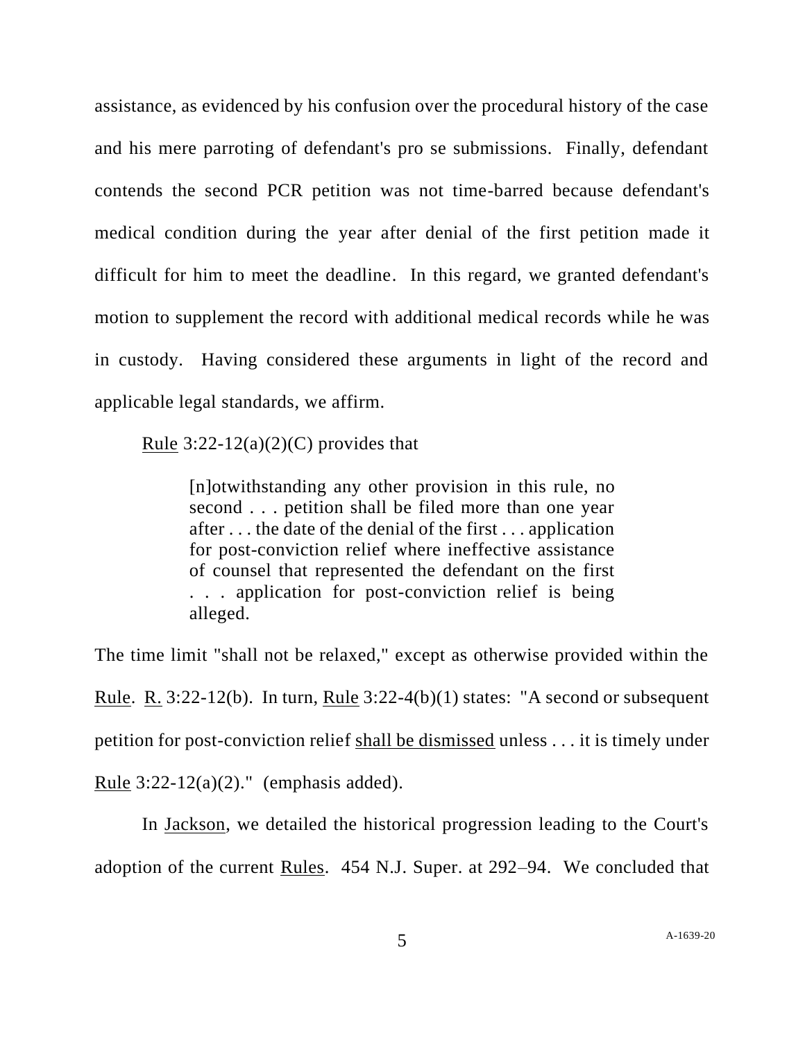assistance, as evidenced by his confusion over the procedural history of the case and his mere parroting of defendant's pro se submissions. Finally, defendant contends the second PCR petition was not time-barred because defendant's medical condition during the year after denial of the first petition made it difficult for him to meet the deadline. In this regard, we granted defendant's motion to supplement the record with additional medical records while he was in custody. Having considered these arguments in light of the record and applicable legal standards, we affirm.

<u>Rule</u> 3:22-12(a)(2)(C) provides that

> [n]otwithstanding any other provision in this rule, no second . . . petition shall be filed more than one year after . . . the date of the denial of the first . . . application for post-conviction relief where ineffective assistance of counsel that represented the defendant on the first . . . application for post-conviction relief is being alleged.

The time limit "shall not be relaxed," except as otherwise provided within the <u>Rule</u>. <u>R.</u> 3:22-12(b). In turn, <u>Rule</u> 3:22-4(b)(1) states: "A second or subsequent petition for post-conviction relief <u>shall be dismissed</u> unless . . . it is timely under <u>Rule</u> 3:22-12(a)(2)." (emphasis added).

In <u>Jackson</u>, we detailed the historical progression leading to the Court's adoption of the current <u>Rules</u>. 454 N.J. Super. at 292–94. We concluded that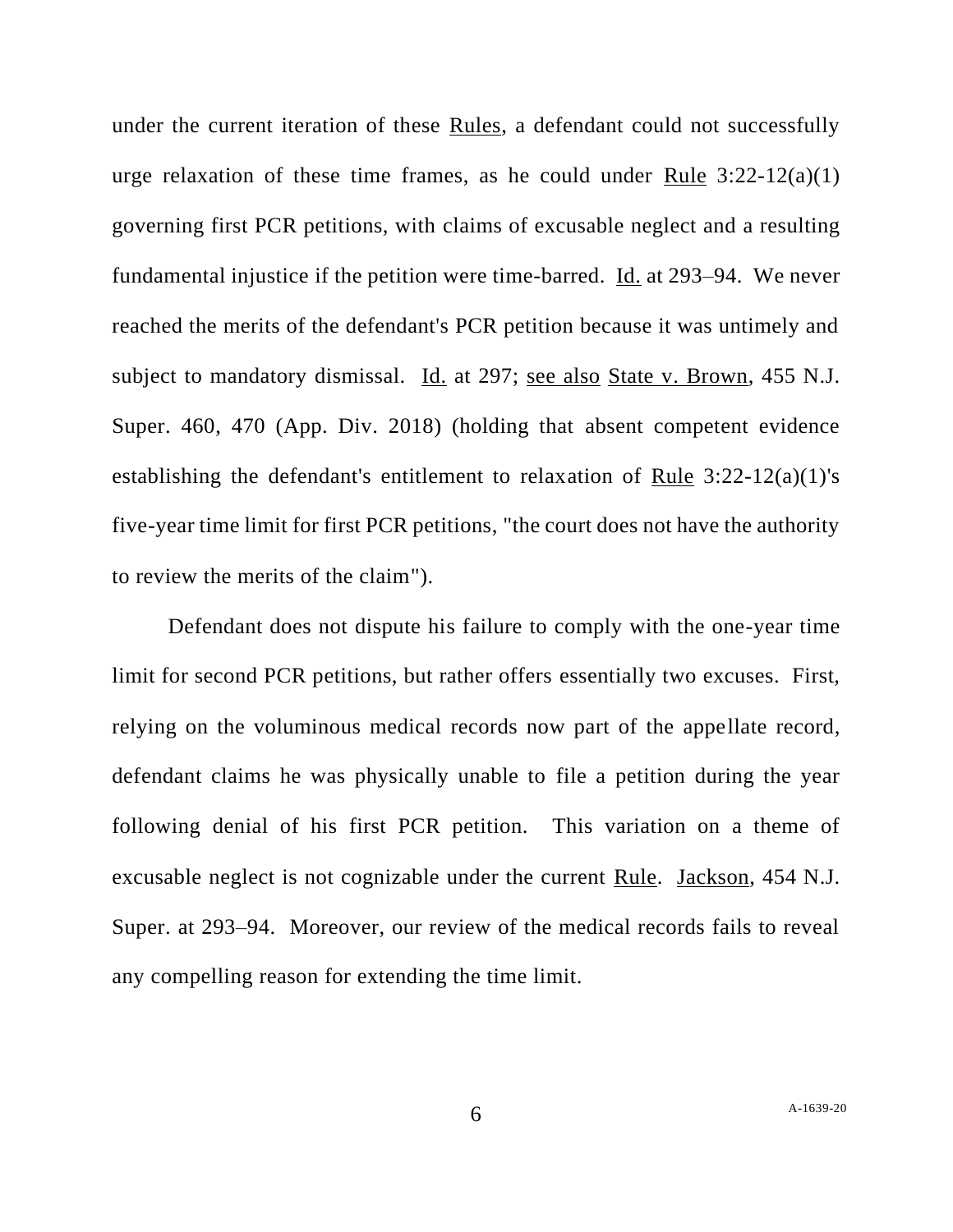under the current iteration of these Rules, a defendant could not successfully urge relaxation of these time frames, as he could under Rule 3:22-12(a)(1) governing first PCR petitions, with claims of excusable neglect and a resulting fundamental injustice if the petition were time-barred. Id. at 293–94. We never reached the merits of the defendant's PCR petition because it was untimely and subject to mandatory dismissal. Id. at 297; see also State v. Brown, 455 N.J. Super. 460, 470 (App. Div. 2018) (holding that absent competent evidence establishing the defendant's entitlement to relaxation of Rule 3:22-12(a)(1)'s five-year time limit for first PCR petitions, "the court does not have the authority to review the merits of the claim").

Defendant does not dispute his failure to comply with the one-year time limit for second PCR petitions, but rather offers essentially two excuses. First, relying on the voluminous medical records now part of the appellate record, defendant claims he was physically unable to file a petition during the year following denial of his first PCR petition. This variation on a theme of excusable neglect is not cognizable under the current Rule. Jackson, 454 N.J. Super. at 293–94. Moreover, our review of the medical records fails to reveal any compelling reason for extending the time limit.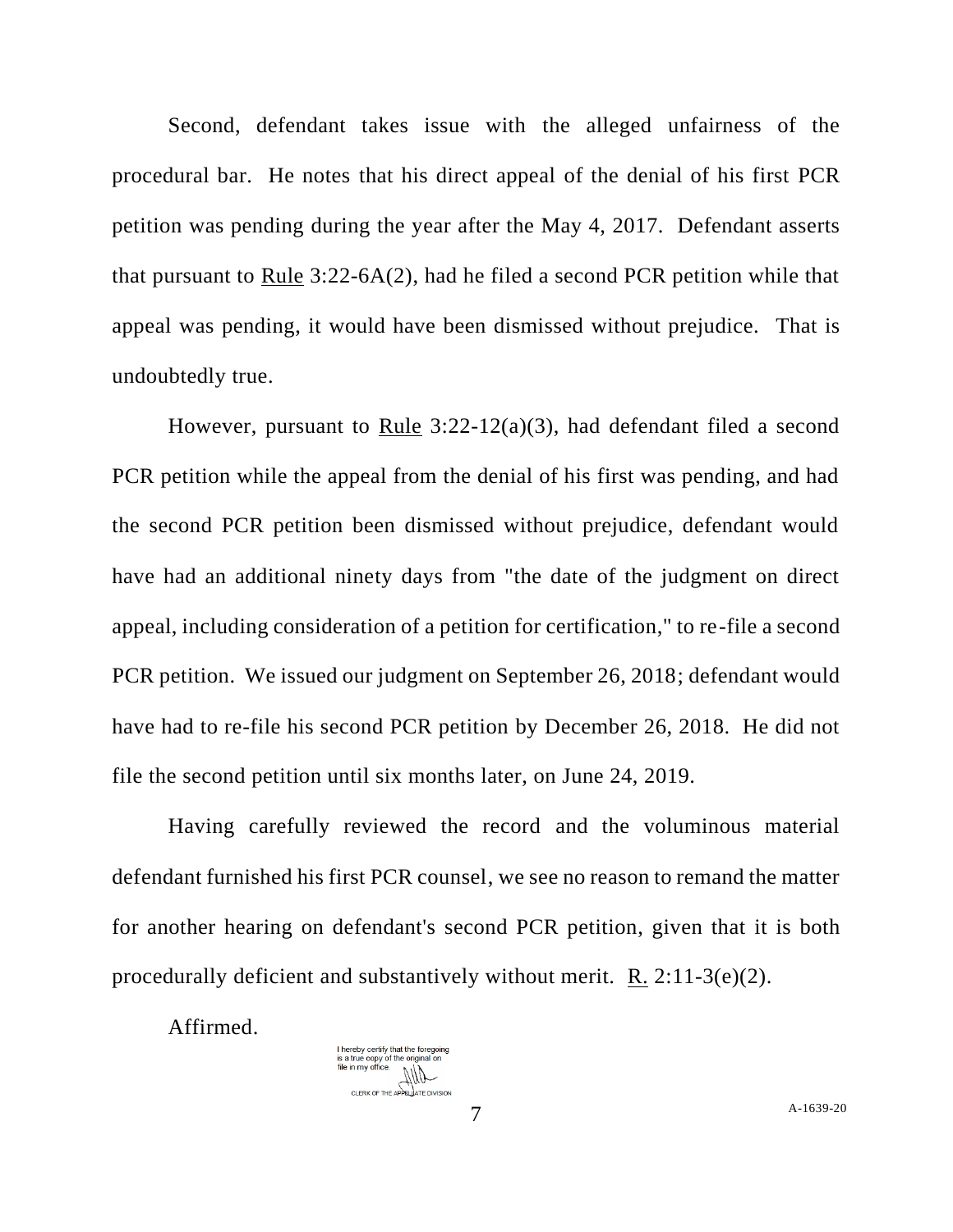Second, defendant takes issue with the alleged unfairness of the procedural bar. He notes that his direct appeal of the denial of his first PCR petition was pending during the year after the May 4, 2017. Defendant asserts that pursuant to Rule 3:22-6A(2), had he filed a second PCR petition while that appeal was pending, it would have been dismissed without prejudice. That is undoubtedly true.

However, pursuant to Rule 3:22-12(a)(3), had defendant filed a second PCR petition while the appeal from the denial of his first was pending, and had the second PCR petition been dismissed without prejudice, defendant would have had an additional ninety days from "the date of the judgment on direct appeal, including consideration of a petition for certification," to re-file a second PCR petition. We issued our judgment on September 26, 2018; defendant would have had to re-file his second PCR petition by December 26, 2018. He did not file the second petition until six months later, on June 24, 2019.

Having carefully reviewed the record and the voluminous material defendant furnished his first PCR counsel, we see no reason to remand the matter for another hearing on defendant's second PCR petition, given that it is both procedurally deficient and substantively without merit. R. 2:11-3(e)(2).

Affirmed.

I hereby certify that the foregoing is a true copy of the original on file in my office.

CLERK OF THE APPELLATE DIVISION